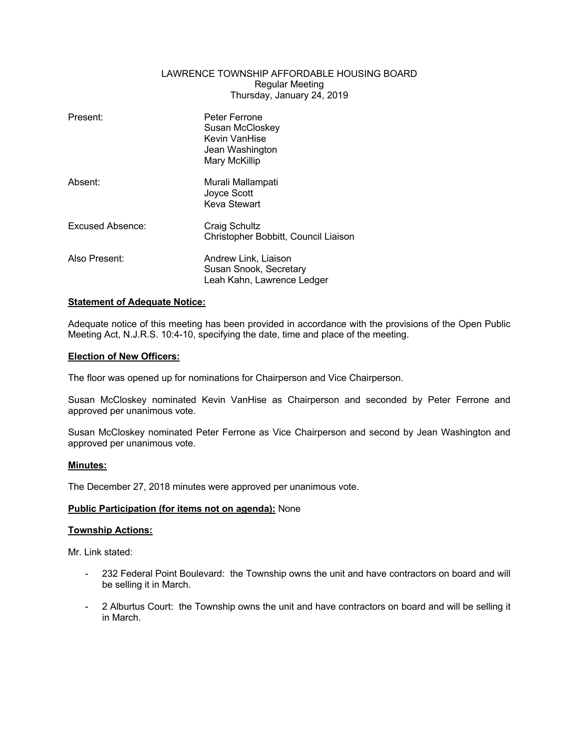LAWRENCE TOWNSHIP AFFORDABLE HOUSING BOARD
Regular Meeting
Thursday, January 24, 2019

| | |
|---|---|
| Present: | Peter Ferrone<br>Susan McCloskey<br>Kevin VanHise<br>Jean Washington<br>Mary McKillip |
| Absent: | Murali Mallampati<br>Joyce Scott<br>Keva Stewart |
| Excused Absence: | Craig Schultz<br>Christopher Bobbitt, Council Liaison |
| Also Present: | Andrew Link, Liaison<br>Susan Snook, Secretary<br>Leah Kahn, Lawrence Ledger |

**Statement of Adequate Notice:**

Adequate notice of this meeting has been provided in accordance with the provisions of the Open Public Meeting Act, N.J.R.S. 10:4-10, specifying the date, time and place of the meeting.

**Election of New Officers:**

The floor was opened up for nominations for Chairperson and Vice Chairperson.

Susan McCloskey nominated Kevin VanHise as Chairperson and seconded by Peter Ferrone and approved per unanimous vote.

Susan McCloskey nominated Peter Ferrone as Vice Chairperson and second by Jean Washington and approved per unanimous vote.

**Minutes:**

The December 27, 2018 minutes were approved per unanimous vote.

**Public Participation (for items not on agenda):** None

**Township Actions:**

Mr. Link stated:

- 232 Federal Point Boulevard: the Township owns the unit and have contractors on board and will be selling it in March.

- 2 Alburtus Court: the Township owns the unit and have contractors on board and will be selling it in March.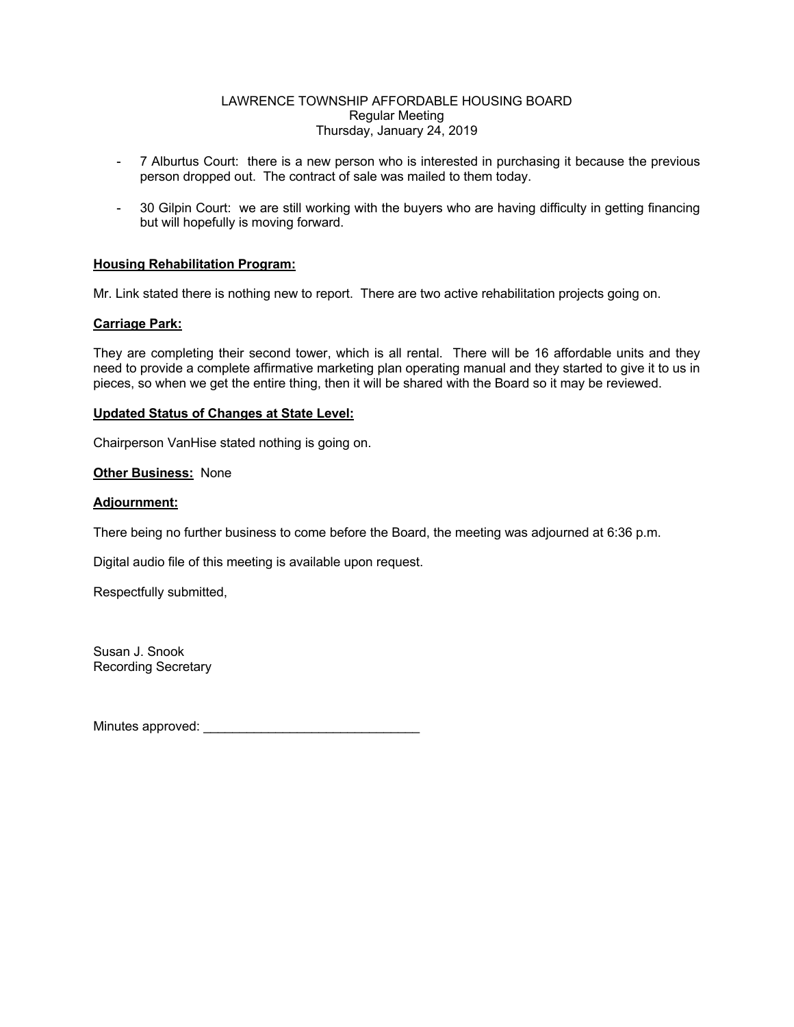- 7 Alburtus Court: there is a new person who is interested in purchasing it because the previous person dropped out. The contract of sale was mailed to them today.
- 30 Gilpin Court: we are still working with the buyers who are having difficulty in getting financing but will hopefully is moving forward.

**Housing Rehabilitation Program:**

Mr. Link stated there is nothing new to report. There are two active rehabilitation projects going on.

**Carriage Park:**

They are completing their second tower, which is all rental. There will be 16 affordable units and they need to provide a complete affirmative marketing plan operating manual and they started to give it to us in pieces, so when we get the entire thing, then it will be shared with the Board so it may be reviewed.

**Updated Status of Changes at State Level:**

Chairperson VanHise stated nothing is going on.

**Other Business:** None

**Adjournment:**

There being no further business to come before the Board, the meeting was adjourned at 6:36 p.m.

Digital audio file of this meeting is available upon request.

Respectfully submitted,

Susan J. Snook
Recording Secretary

Minutes approved: ______________________________